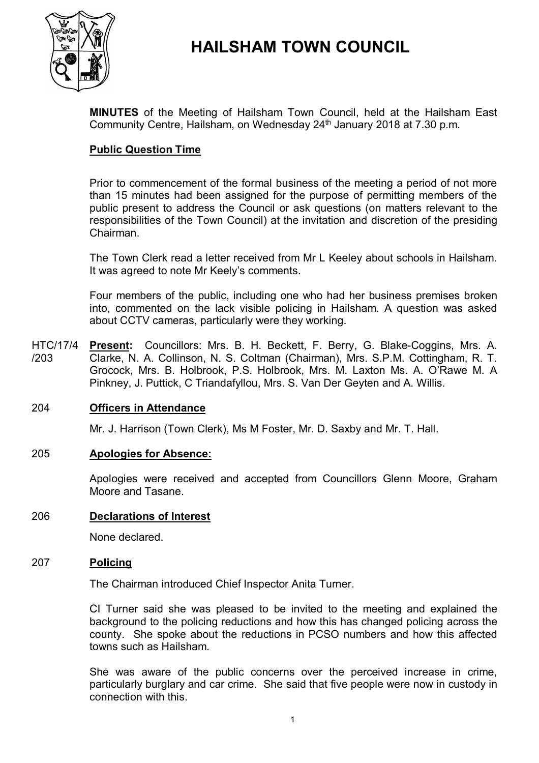# HAILSHAM TOWN COUNCIL

**MINUTES** of the Meeting of Hailsham Town Council, held at the Hailsham East Community Centre, Hailsham, on Wednesday 24th January 2018 at 7.30 p.m.

**Public Question Time**

Prior to commencement of the formal business of the meeting a period of not more than 15 minutes had been assigned for the purpose of permitting members of the public present to address the Council or ask questions (on matters relevant to the responsibilities of the Town Council) at the invitation and discretion of the presiding Chairman.

The Town Clerk read a letter received from Mr L Keeley about schools in Hailsham. It was agreed to note Mr Keely's comments.

Four members of the public, including one who had her business premises broken into, commented on the lack visible policing in Hailsham. A question was asked about CCTV cameras, particularly were they working.

HTC/17/4/203 **Present:** Councillors: Mrs. B. H. Beckett, F. Berry, G. Blake-Coggins, Mrs. A. Clarke, N. A. Collinson, N. S. Coltman (Chairman), Mrs. S.P.M. Cottingham, R. T. Grocock, Mrs. B. Holbrook, P.S. Holbrook, Mrs. M. Laxton Ms. A. O'Rawe M. A Pinkney, J. Puttick, C Triandafyllou, Mrs. S. Van Der Geyten and A. Willis.

204 **Officers in Attendance**

Mr. J. Harrison (Town Clerk), Ms M Foster, Mr. D. Saxby and Mr. T. Hall.

205 **Apologies for Absence:**

Apologies were received and accepted from Councillors Glenn Moore, Graham Moore and Tasane.

206 **Declarations of Interest**

None declared.

207 **Policing**

The Chairman introduced Chief Inspector Anita Turner.

CI Turner said she was pleased to be invited to the meeting and explained the background to the policing reductions and how this has changed policing across the county. She spoke about the reductions in PCSO numbers and how this affected towns such as Hailsham.

She was aware of the public concerns over the perceived increase in crime, particularly burglary and car crime. She said that five people were now in custody in connection with this.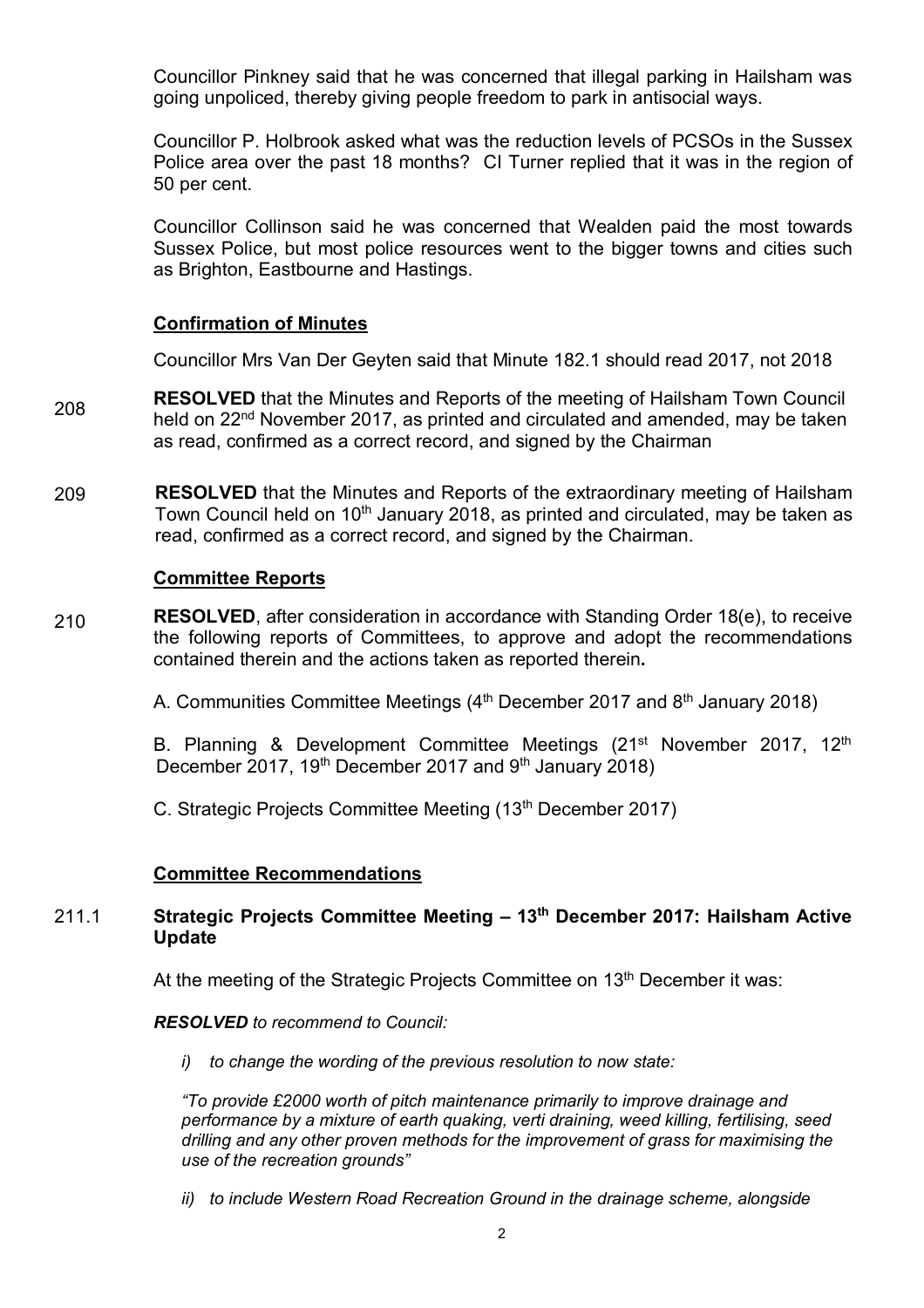Councillor Pinkney said that he was concerned that illegal parking in Hailsham was going unpoliced, thereby giving people freedom to park in antisocial ways.

Councillor P. Holbrook asked what was the reduction levels of PCSOs in the Sussex Police area over the past 18 months? CI Turner replied that it was in the region of 50 per cent.

Councillor Collinson said he was concerned that Wealden paid the most towards Sussex Police, but most police resources went to the bigger towns and cities such as Brighton, Eastbourne and Hastings.

**Confirmation of Minutes**

Councillor Mrs Van Der Geyten said that Minute 182.1 should read 2017, not 2018

208 **RESOLVED** that the Minutes and Reports of the meeting of Hailsham Town Council held on 22nd November 2017, as printed and circulated and amended, may be taken as read, confirmed as a correct record, and signed by the Chairman

209 **RESOLVED** that the Minutes and Reports of the extraordinary meeting of Hailsham Town Council held on 10th January 2018, as printed and circulated, may be taken as read, confirmed as a correct record, and signed by the Chairman.

**Committee Reports**

210 **RESOLVED**, after consideration in accordance with Standing Order 18(e), to receive the following reports of Committees, to approve and adopt the recommendations contained therein and the actions taken as reported therein**.**

A. Communities Committee Meetings (4th December 2017 and 8th January 2018)

B. Planning & Development Committee Meetings (21st November 2017, 12th December 2017, 19th December 2017 and 9th January 2018)

C. Strategic Projects Committee Meeting (13th December 2017)

**Committee Recommendations**

211.1 **Strategic Projects Committee Meeting – 13th December 2017: Hailsham Active Update**

At the meeting of the Strategic Projects Committee on 13th December it was:

***RESOLVED*** *to recommend to Council:*

*i) to change the wording of the previous resolution to now state:*

*"To provide £2000 worth of pitch maintenance primarily to improve drainage and performance by a mixture of earth quaking, verti draining, weed killing, fertilising, seed drilling and any other proven methods for the improvement of grass for maximising the use of the recreation grounds"*

*ii) to include Western Road Recreation Ground in the drainage scheme, alongside*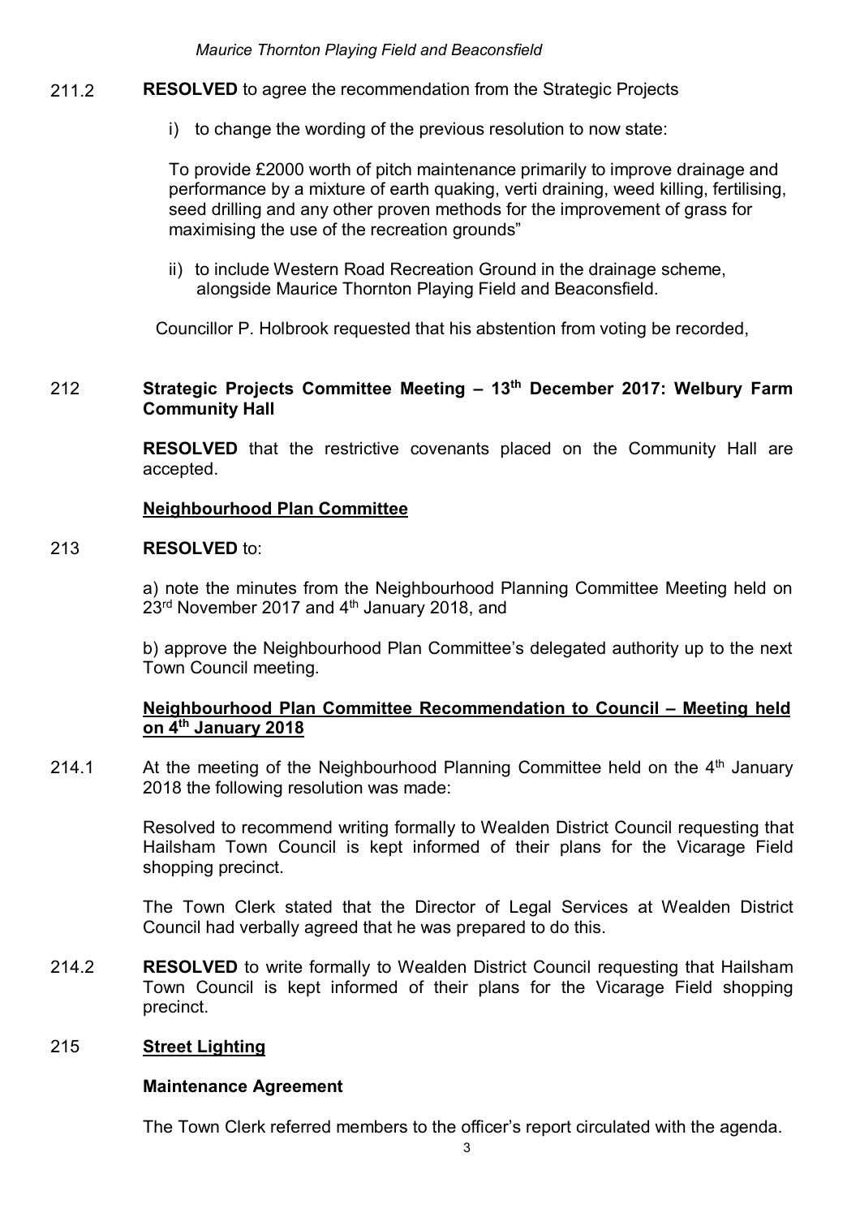*Maurice Thornton Playing Field and Beaconsfield*

211.2 **RESOLVED** to agree the recommendation from the Strategic Projects

i) to change the wording of the previous resolution to now state:

To provide £2000 worth of pitch maintenance primarily to improve drainage and performance by a mixture of earth quaking, verti draining, weed killing, fertilising, seed drilling and any other proven methods for the improvement of grass for maximising the use of the recreation grounds"

ii) to include Western Road Recreation Ground in the drainage scheme, alongside Maurice Thornton Playing Field and Beaconsfield.

Councillor P. Holbrook requested that his abstention from voting be recorded,

212 **Strategic Projects Committee Meeting – 13th December 2017: Welbury Farm Community Hall**

**RESOLVED** that the restrictive covenants placed on the Community Hall are accepted.

**Neighbourhood Plan Committee**

213 **RESOLVED** to:

a) note the minutes from the Neighbourhood Planning Committee Meeting held on 23rd November 2017 and 4th January 2018, and

b) approve the Neighbourhood Plan Committee's delegated authority up to the next Town Council meeting.

**Neighbourhood Plan Committee Recommendation to Council – Meeting held on 4th January 2018**

214.1 At the meeting of the Neighbourhood Planning Committee held on the 4th January 2018 the following resolution was made:

Resolved to recommend writing formally to Wealden District Council requesting that Hailsham Town Council is kept informed of their plans for the Vicarage Field shopping precinct.

The Town Clerk stated that the Director of Legal Services at Wealden District Council had verbally agreed that he was prepared to do this.

214.2 **RESOLVED** to write formally to Wealden District Council requesting that Hailsham Town Council is kept informed of their plans for the Vicarage Field shopping precinct.

215 **Street Lighting**

**Maintenance Agreement**

The Town Clerk referred members to the officer's report circulated with the agenda.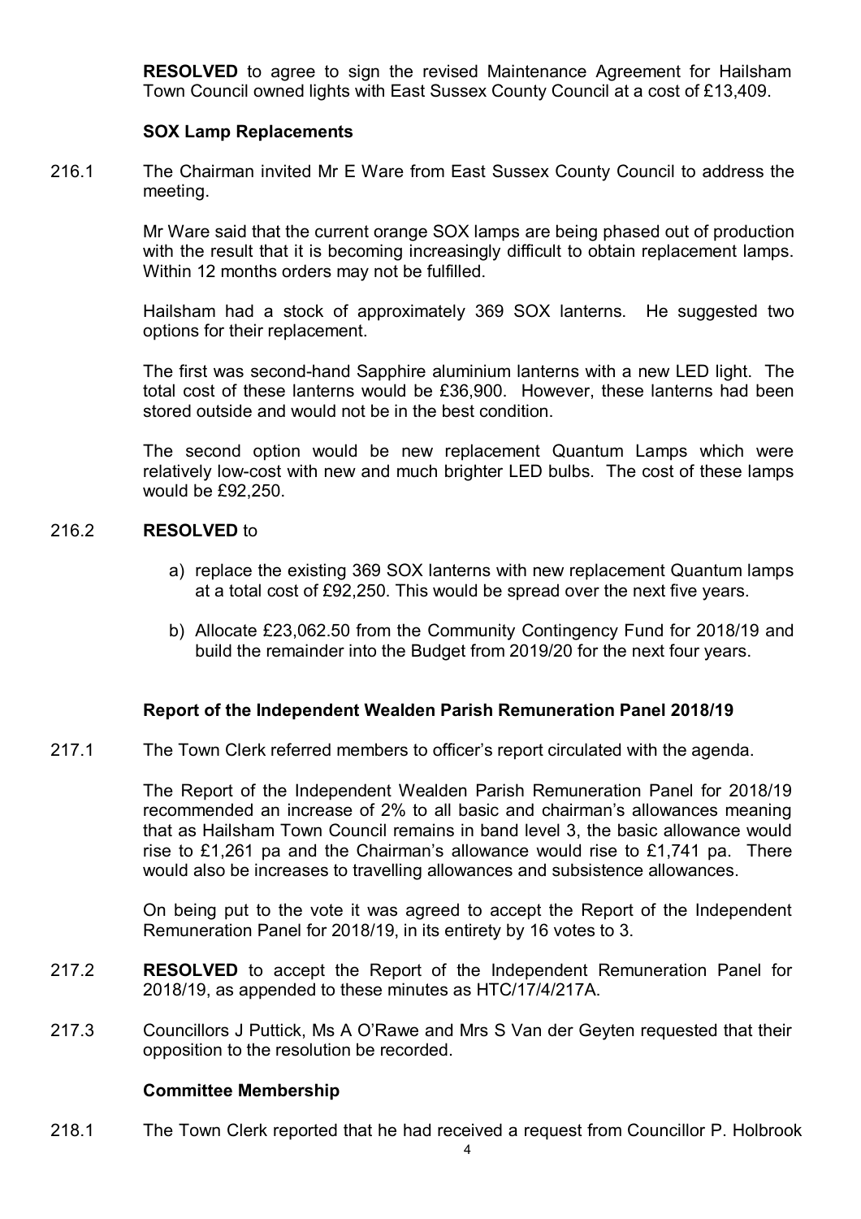**RESOLVED** to agree to sign the revised Maintenance Agreement for Hailsham Town Council owned lights with East Sussex County Council at a cost of £13,409.

**SOX Lamp Replacements**

216.1 The Chairman invited Mr E Ware from East Sussex County Council to address the meeting.

Mr Ware said that the current orange SOX lamps are being phased out of production with the result that it is becoming increasingly difficult to obtain replacement lamps. Within 12 months orders may not be fulfilled.

Hailsham had a stock of approximately 369 SOX lanterns. He suggested two options for their replacement.

The first was second-hand Sapphire aluminium lanterns with a new LED light. The total cost of these lanterns would be £36,900. However, these lanterns had been stored outside and would not be in the best condition.

The second option would be new replacement Quantum Lamps which were relatively low-cost with new and much brighter LED bulbs. The cost of these lamps would be £92,250.

216.2 **RESOLVED** to

a) replace the existing 369 SOX lanterns with new replacement Quantum lamps at a total cost of £92,250. This would be spread over the next five years.

b) Allocate £23,062.50 from the Community Contingency Fund for 2018/19 and build the remainder into the Budget from 2019/20 for the next four years.

**Report of the Independent Wealden Parish Remuneration Panel 2018/19**

217.1 The Town Clerk referred members to officer's report circulated with the agenda.

The Report of the Independent Wealden Parish Remuneration Panel for 2018/19 recommended an increase of 2% to all basic and chairman's allowances meaning that as Hailsham Town Council remains in band level 3, the basic allowance would rise to £1,261 pa and the Chairman's allowance would rise to £1,741 pa. There would also be increases to travelling allowances and subsistence allowances.

On being put to the vote it was agreed to accept the Report of the Independent Remuneration Panel for 2018/19, in its entirety by 16 votes to 3.

217.2 **RESOLVED** to accept the Report of the Independent Remuneration Panel for 2018/19, as appended to these minutes as HTC/17/4/217A.

217.3 Councillors J Puttick, Ms A O'Rawe and Mrs S Van der Geyten requested that their opposition to the resolution be recorded.

**Committee Membership**

218.1 The Town Clerk reported that he had received a request from Councillor P. Holbrook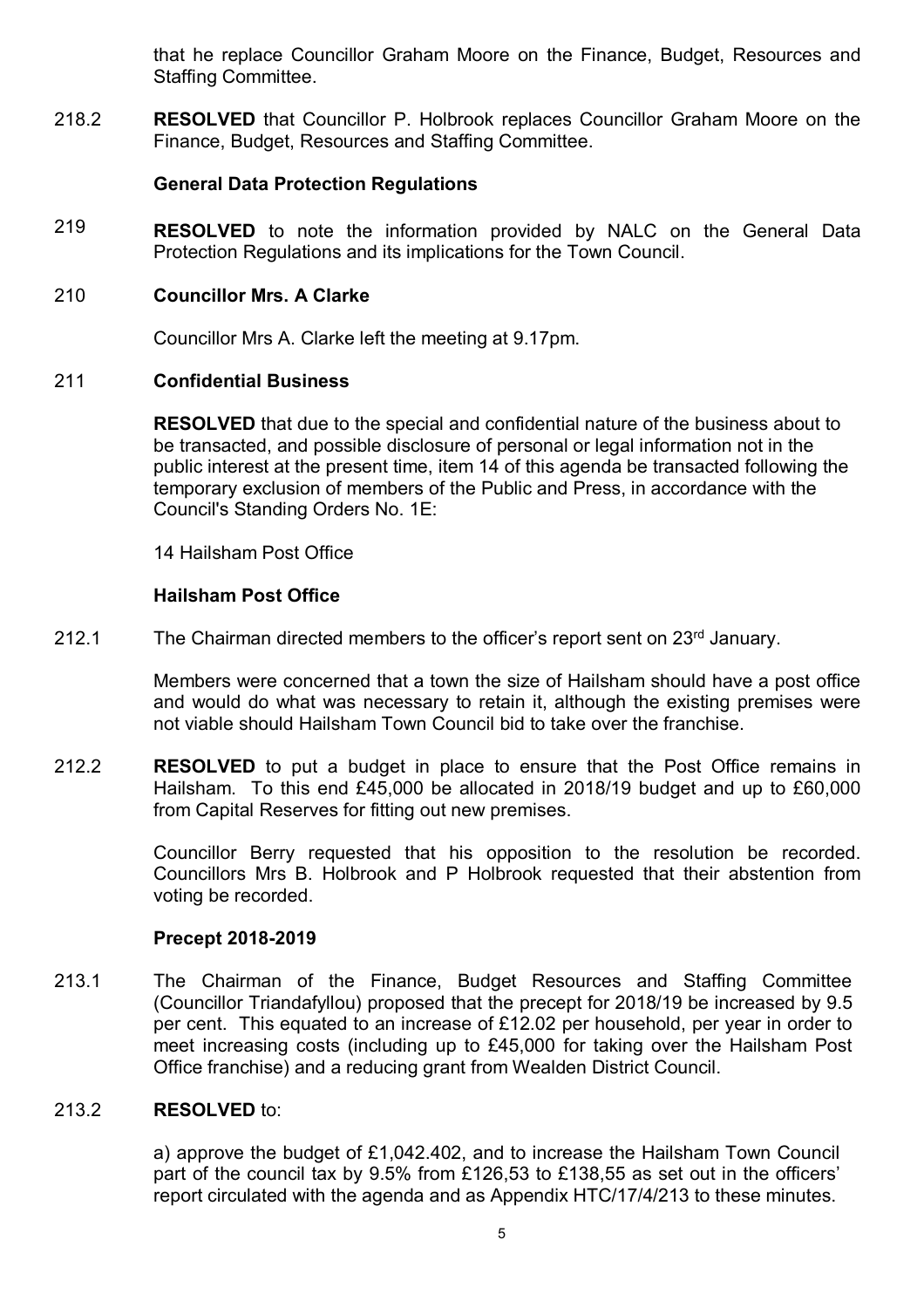that he replace Councillor Graham Moore on the Finance, Budget, Resources and Staffing Committee.

218.2 **RESOLVED** that Councillor P. Holbrook replaces Councillor Graham Moore on the Finance, Budget, Resources and Staffing Committee.

**General Data Protection Regulations**

219 **RESOLVED** to note the information provided by NALC on the General Data Protection Regulations and its implications for the Town Council.

210 **Councillor Mrs. A Clarke**

Councillor Mrs A. Clarke left the meeting at 9.17pm.

211 **Confidential Business**

**RESOLVED** that due to the special and confidential nature of the business about to be transacted, and possible disclosure of personal or legal information not in the public interest at the present time, item 14 of this agenda be transacted following the temporary exclusion of members of the Public and Press, in accordance with the Council's Standing Orders No. 1E:

14 Hailsham Post Office

**Hailsham Post Office**

212.1 The Chairman directed members to the officer's report sent on 23rd January.

Members were concerned that a town the size of Hailsham should have a post office and would do what was necessary to retain it, although the existing premises were not viable should Hailsham Town Council bid to take over the franchise.

212.2 **RESOLVED** to put a budget in place to ensure that the Post Office remains in Hailsham. To this end £45,000 be allocated in 2018/19 budget and up to £60,000 from Capital Reserves for fitting out new premises.

Councillor Berry requested that his opposition to the resolution be recorded. Councillors Mrs B. Holbrook and P Holbrook requested that their abstention from voting be recorded.

**Precept 2018-2019**

213.1 The Chairman of the Finance, Budget Resources and Staffing Committee (Councillor Triandafyllou) proposed that the precept for 2018/19 be increased by 9.5 per cent. This equated to an increase of £12.02 per household, per year in order to meet increasing costs (including up to £45,000 for taking over the Hailsham Post Office franchise) and a reducing grant from Wealden District Council.

213.2 **RESOLVED** to:

a) approve the budget of £1,042.402, and to increase the Hailsham Town Council part of the council tax by 9.5% from £126,53 to £138,55 as set out in the officers' report circulated with the agenda and as Appendix HTC/17/4/213 to these minutes.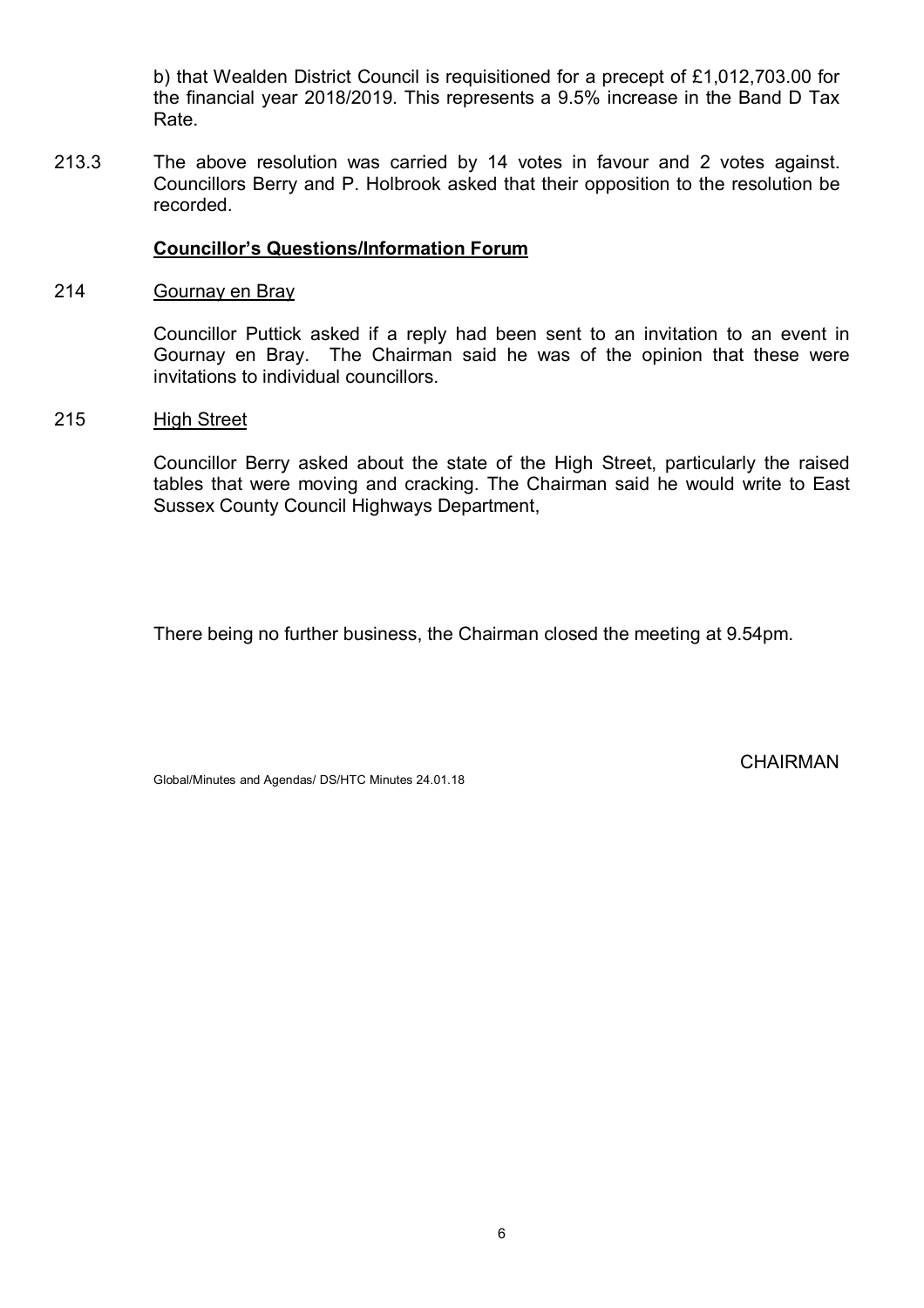b) that Wealden District Council is requisitioned for a precept of £1,012,703.00 for the financial year 2018/2019. This represents a 9.5% increase in the Band D Tax Rate.

213.3 The above resolution was carried by 14 votes in favour and 2 votes against. Councillors Berry and P. Holbrook asked that their opposition to the resolution be recorded.

## Councillor's Questions/Information Forum

214 Gournay en Bray

Councillor Puttick asked if a reply had been sent to an invitation to an event in Gournay en Bray. The Chairman said he was of the opinion that these were invitations to individual councillors.

215 High Street

Councillor Berry asked about the state of the High Street, particularly the raised tables that were moving and cracking. The Chairman said he would write to East Sussex County Council Highways Department,

There being no further business, the Chairman closed the meeting at 9.54pm.

CHAIRMAN

Global/Minutes and Agendas/ DS/HTC Minutes 24.01.18